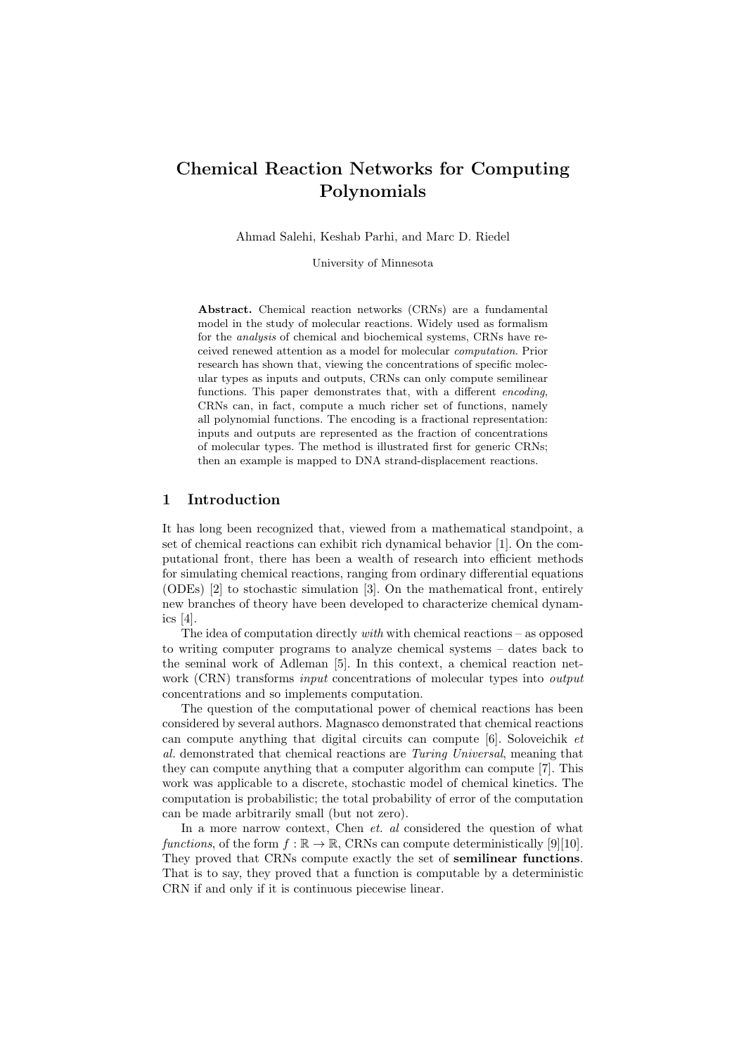# Chemical Reaction Networks for Computing Polynomials

Ahmad Salehi, Keshab Parhi, and Marc D. Riedel

University of Minnesota

**Abstract.** Chemical reaction networks (CRNs) are a fundamental model in the study of molecular reactions. Widely used as formalism for the *analysis* of chemical and biochemical systems, CRNs have received renewed attention as a model for molecular *computation*. Prior research has shown that, viewing the concentrations of specific molecular types as inputs and outputs, CRNs can only compute semilinear functions. This paper demonstrates that, with a different *encoding*, CRNs can, in fact, compute a much richer set of functions, namely all polynomial functions. The encoding is a fractional representation: inputs and outputs are represented as the fraction of concentrations of molecular types. The method is illustrated first for generic CRNs; then an example is mapped to DNA strand-displacement reactions.

## 1 Introduction

It has long been recognized that, viewed from a mathematical standpoint, a set of chemical reactions can exhibit rich dynamical behavior [1]. On the computational front, there has been a wealth of research into efficient methods for simulating chemical reactions, ranging from ordinary differential equations (ODEs) [2] to stochastic simulation [3]. On the mathematical front, entirely new branches of theory have been developed to characterize chemical dynamics [4].

The idea of computation directly *with* with chemical reactions – as opposed to writing computer programs to analyze chemical systems – dates back to the seminal work of Adleman [5]. In this context, a chemical reaction network (CRN) transforms *input* concentrations of molecular types into *output* concentrations and so implements computation.

The question of the computational power of chemical reactions has been considered by several authors. Magnasco demonstrated that chemical reactions can compute anything that digital circuits can compute [6]. Soloveichik *et al.* demonstrated that chemical reactions are *Turing Universal*, meaning that they can compute anything that a computer algorithm can compute [7]. This work was applicable to a discrete, stochastic model of chemical kinetics. The computation is probabilistic; the total probability of error of the computation can be made arbitrarily small (but not zero).

In a more narrow context, Chen *et. al* considered the question of what *functions*, of the form $f : \mathbb{R} \to \mathbb{R}$, CRNs can compute deterministically [9][10]. They proved that CRNs compute exactly the set of **semilinear functions**. That is to say, they proved that a function is computable by a deterministic CRN if and only if it is continuous piecewise linear.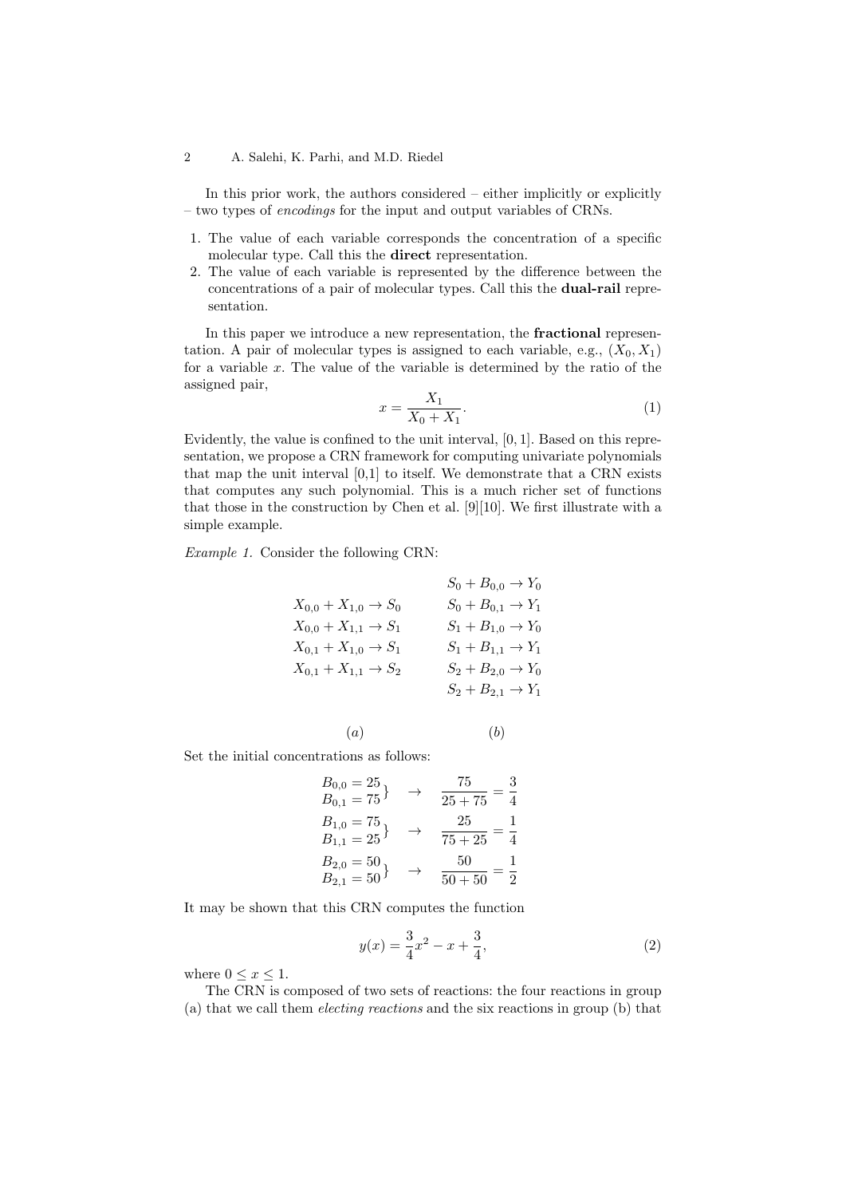In this prior work, the authors considered – either implicitly or explicitly – two types of *encodings* for the input and output variables of CRNs.

1. The value of each variable corresponds the concentration of a specific molecular type. Call this the **direct** representation.
2. The value of each variable is represented by the difference between the concentrations of a pair of molecular types. Call this the **dual-rail** representation.

In this paper we introduce a new representation, the **fractional** representation. A pair of molecular types is assigned to each variable, e.g., $(X_0, X_1)$ for a variable $x$. The value of the variable is determined by the ratio of the assigned pair,

$$x = \frac{X_1}{X_0 + X_1}. \tag{1}$$

Evidently, the value is confined to the unit interval, $[0, 1]$. Based on this representation, we propose a CRN framework for computing univariate polynomials that map the unit interval [0,1] to itself. We demonstrate that a CRN exists that computes any such polynomial. This is a much richer set of functions that those in the construction by Chen et al. [9][10]. We first illustrate with a simple example.

*Example 1.* Consider the following CRN:

$$
\begin{array}{ll}
 & S_0 + B_{0,0} \rightarrow Y_0 \\
X_{0,0} + X_{1,0} \rightarrow S_0 & S_0 + B_{0,1} \rightarrow Y_1 \\
X_{0,0} + X_{1,1} \rightarrow S_1 & S_1 + B_{1,0} \rightarrow Y_0 \\
X_{0,1} + X_{1,0} \rightarrow S_1 & S_1 + B_{1,1} \rightarrow Y_1 \\
X_{0,1} + X_{1,1} \rightarrow S_2 & S_2 + B_{2,0} \rightarrow Y_0 \\
 & S_2 + B_{2,1} \rightarrow Y_1 \\
 & \\
(a) & (b)
\end{array}
$$

Set the initial concentrations as follows:

$$
\begin{array}{lll}
\left.\begin{array}{l} B_{0,0} = 25 \\ B_{0,1} = 75 \end{array}\right\} & \rightarrow & \dfrac{75}{25+75} = \dfrac{3}{4} \\
\left.\begin{array}{l} B_{1,0} = 75 \\ B_{1,1} = 25 \end{array}\right\} & \rightarrow & \dfrac{25}{75+25} = \dfrac{1}{4} \\
\left.\begin{array}{l} B_{2,0} = 50 \\ B_{2,1} = 50 \end{array}\right\} & \rightarrow & \dfrac{50}{50+50} = \dfrac{1}{2}
\end{array}
$$

It may be shown that this CRN computes the function

$$y(x) = \frac{3}{4}x^2 - x + \frac{3}{4}, \tag{2}$$

where $0 \leq x \leq 1$.

The CRN is composed of two sets of reactions: the four reactions in group (a) that we call them *electing reactions* and the six reactions in group (b) that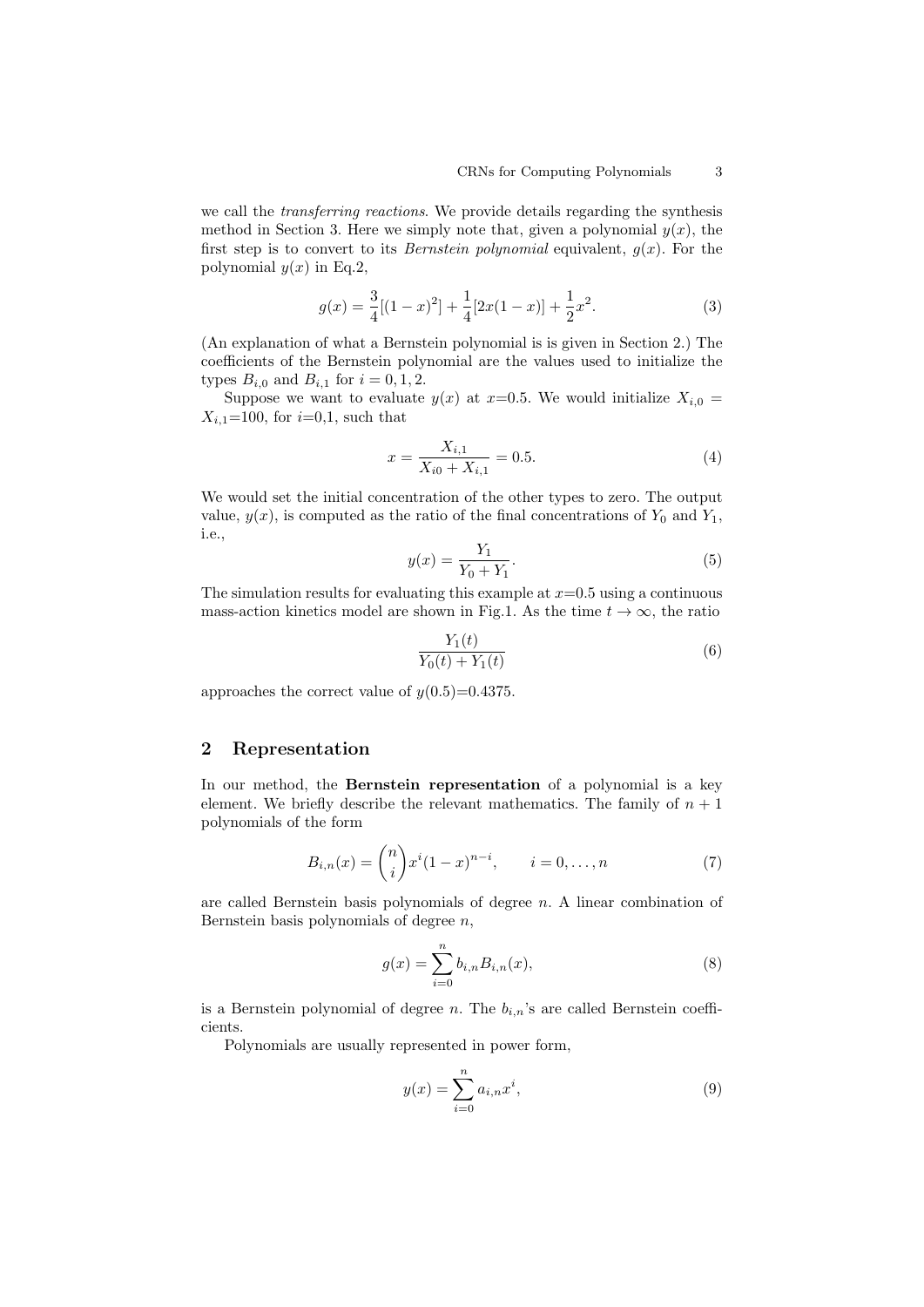we call the *transferring reactions*. We provide details regarding the synthesis method in Section 3. Here we simply note that, given a polynomial $y(x)$, the first step is to convert to its *Bernstein polynomial* equivalent, $g(x)$. For the polynomial $y(x)$ in Eq.2,

$$g(x) = \frac{3}{4}[(1-x)^2] + \frac{1}{4}[2x(1-x)] + \frac{1}{2}x^2. \tag{3}$$

(An explanation of what a Bernstein polynomial is is given in Section 2.) The coefficients of the Bernstein polynomial are the values used to initialize the types $B_{i,0}$ and $B_{i,1}$ for $i = 0, 1, 2$.

Suppose we want to evaluate $y(x)$ at $x$=0.5. We would initialize $X_{i,0} = X_{i,1}$=100, for $i$=0,1, such that

$$x = \frac{X_{i,1}}{X_{i0} + X_{i,1}} = 0.5. \tag{4}$$

We would set the initial concentration of the other types to zero. The output value, $y(x)$, is computed as the ratio of the final concentrations of $Y_0$ and $Y_1$, i.e.,

$$y(x) = \frac{Y_1}{Y_0 + Y_1}. \tag{5}$$

The simulation results for evaluating this example at $x$=0.5 using a continuous mass-action kinetics model are shown in Fig.1. As the time $t \to \infty$, the ratio

$$\frac{Y_1(t)}{Y_0(t) + Y_1(t)} \tag{6}$$

approaches the correct value of $y(0.5)$=0.4375.

## 2 Representation

In our method, the **Bernstein representation** of a polynomial is a key element. We briefly describe the relevant mathematics. The family of $n + 1$ polynomials of the form

$$B_{i,n}(x) = \binom{n}{i} x^i (1-x)^{n-i}, \qquad i = 0, \ldots, n \tag{7}$$

are called Bernstein basis polynomials of degree $n$. A linear combination of Bernstein basis polynomials of degree $n$,

$$g(x) = \sum_{i=0}^{n} b_{i,n} B_{i,n}(x), \tag{8}$$

is a Bernstein polynomial of degree $n$. The $b_{i,n}$'s are called Bernstein coefficients.

Polynomials are usually represented in power form,

$$y(x) = \sum_{i=0}^{n} a_{i,n} x^i, \tag{9}$$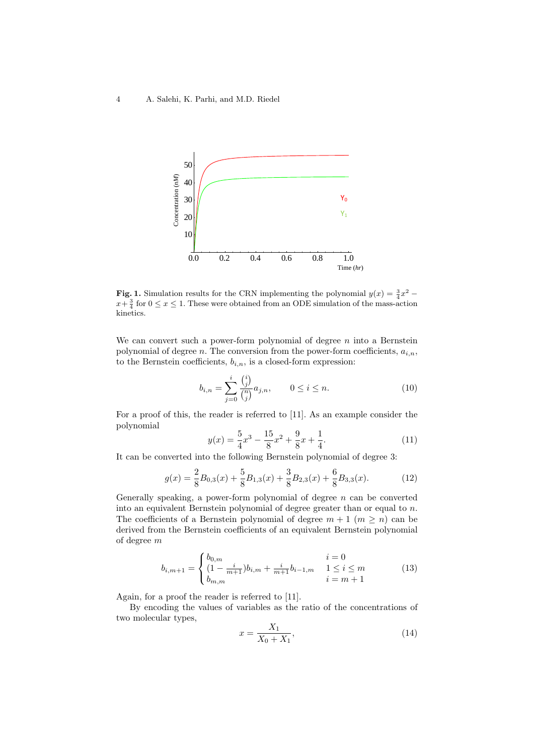**Fig. 1.** Simulation results for the CRN implementing the polynomial $y(x) = \frac{3}{4}x^2 - x + \frac{3}{4}$ for $0 \le x \le 1$. These were obtained from an ODE simulation of the mass-action kinetics.

We can convert such a power-form polynomial of degree $n$ into a Bernstein polynomial of degree $n$. The conversion from the power-form coefficients, $a_{i,n}$, to the Bernstein coefficients, $b_{i,n}$, is a closed-form expression:

$$b_{i,n} = \sum_{j=0}^{i} \frac{\binom{i}{j}}{\binom{n}{j}} a_{j,n}, \qquad 0 \le i \le n. \tag{10}$$

For a proof of this, the reader is referred to [11]. As an example consider the polynomial

$$y(x) = \frac{5}{4}x^3 - \frac{15}{8}x^2 + \frac{9}{8}x + \frac{1}{4}. \tag{11}$$

It can be converted into the following Bernstein polynomial of degree 3:

$$g(x) = \frac{2}{8}B_{0,3}(x) + \frac{5}{8}B_{1,3}(x) + \frac{3}{8}B_{2,3}(x) + \frac{6}{8}B_{3,3}(x). \tag{12}$$

Generally speaking, a power-form polynomial of degree $n$ can be converted into an equivalent Bernstein polynomial of degree greater than or equal to $n$. The coefficients of a Bernstein polynomial of degree $m+1$ ($m \ge n$) can be derived from the Bernstein coefficients of an equivalent Bernstein polynomial of degree $m$

$$b_{i,m+1} = \begin{cases} b_{0,m} & i = 0 \\ (1 - \frac{i}{m+1})b_{i,m} + \frac{i}{m+1}b_{i-1,m} & 1 \le i \le m \\ b_{m,m} & i = m+1 \end{cases} \tag{13}$$

Again, for a proof the reader is referred to [11].

By encoding the values of variables as the ratio of the concentrations of two molecular types,

$$x = \frac{X_1}{X_0 + X_1}, \tag{14}$$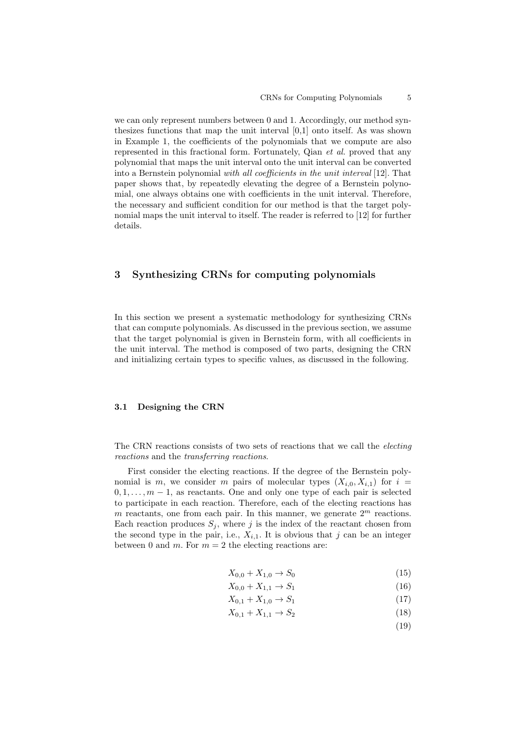we can only represent numbers between 0 and 1. Accordingly, our method synthesizes functions that map the unit interval [0,1] onto itself. As was shown in Example 1, the coefficients of the polynomials that we compute are also represented in this fractional form. Fortunately, Qian *et al.* proved that any polynomial that maps the unit interval onto the unit interval can be converted into a Bernstein polynomial *with all coefficients in the unit interval* [12]. That paper shows that, by repeatedly elevating the degree of a Bernstein polynomial, one always obtains one with coefficients in the unit interval. Therefore, the necessary and sufficient condition for our method is that the target polynomial maps the unit interval to itself. The reader is referred to [12] for further details.

## 3 Synthesizing CRNs for computing polynomials

In this section we present a systematic methodology for synthesizing CRNs that can compute polynomials. As discussed in the previous section, we assume that the target polynomial is given in Bernstein form, with all coefficients in the unit interval. The method is composed of two parts, designing the CRN and initializing certain types to specific values, as discussed in the following.

### 3.1 Designing the CRN

The CRN reactions consists of two sets of reactions that we call the *electing reactions* and the *transferring reactions*.

First consider the electing reactions. If the degree of the Bernstein polynomial is $m$, we consider $m$ pairs of molecular types $(X_{i,0}, X_{i,1})$ for $i = 0, 1, \ldots, m-1$, as reactants. One and only one type of each pair is selected to participate in each reaction. Therefore, each of the electing reactions has $m$ reactants, one from each pair. In this manner, we generate $2^m$ reactions. Each reaction produces $S_j$, where $j$ is the index of the reactant chosen from the second type in the pair, i.e., $X_{i,1}$. It is obvious that $j$ can be an integer between 0 and $m$. For $m = 2$ the electing reactions are:

$$X_{0,0} + X_{1,0} \rightarrow S_0 \tag{15}$$

$$X_{0,0} + X_{1,1} \rightarrow S_1 \tag{16}$$

$$X_{0,1} + X_{1,0} \rightarrow S_1 \tag{17}$$

$$X_{0,1} + X_{1,1} \rightarrow S_2 \tag{18}$$

$$\tag{19}$$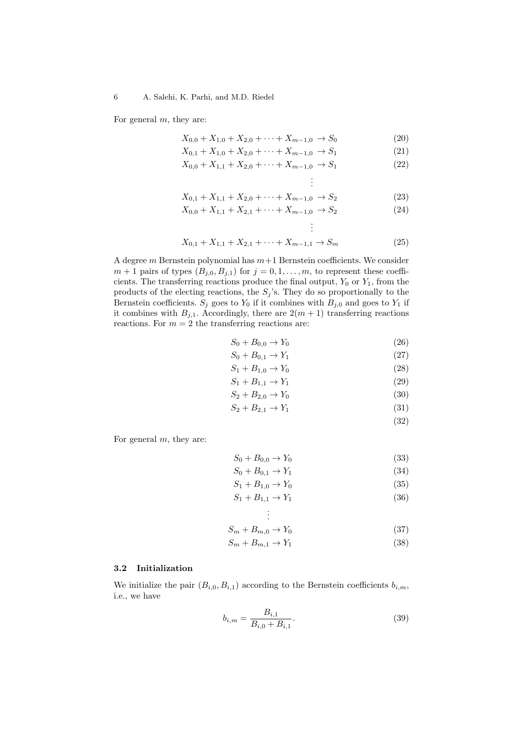For general $m$, they are:

$$X_{0,0} + X_{1,0} + X_{2,0} + \cdots + X_{m-1,0} \rightarrow S_0 \tag{20}$$

$$X_{0,1} + X_{1,0} + X_{2,0} + \cdots + X_{m-1,0} \rightarrow S_1 \tag{21}$$

$$X_{0,0} + X_{1,1} + X_{2,0} + \cdots + X_{m-1,0} \rightarrow S_1 \tag{22}$$

$$\vdots$$

$$X_{0,1} + X_{1,1} + X_{2,0} + \cdots + X_{m-1,0} \rightarrow S_2 \tag{23}$$

$$X_{0,0} + X_{1,1} + X_{2,1} + \cdots + X_{m-1,0} \rightarrow S_2 \tag{24}$$

$$\vdots$$

$$X_{0,1} + X_{1,1} + X_{2,1} + \cdots + X_{m-1,1} \rightarrow S_m \tag{25}$$

A degree $m$ Bernstein polynomial has $m+1$ Bernstein coefficients. We consider $m+1$ pairs of types $(B_{j,0}, B_{j,1})$ for $j = 0, 1, \ldots, m$, to represent these coefficients. The transferring reactions produce the final output, $Y_0$ or $Y_1$, from the products of the electing reactions, the $S_j$'s. They do so proportionally to the Bernstein coefficients. $S_j$ goes to $Y_0$ if it combines with $B_{j,0}$ and goes to $Y_1$ if it combines with $B_{j,1}$. Accordingly, there are $2(m+1)$ transferring reactions reactions. For $m = 2$ the transferring reactions are:

$$S_0 + B_{0,0} \rightarrow Y_0 \tag{26}$$

$$S_0 + B_{0,1} \rightarrow Y_1 \tag{27}$$

$$S_1 + B_{1,0} \rightarrow Y_0 \tag{28}$$

$$S_1 + B_{1,1} \rightarrow Y_1 \tag{29}$$

$$S_2 + B_{2,0} \rightarrow Y_0 \tag{30}$$

$$S_2 + B_{2,1} \rightarrow Y_1 \tag{31}$$

$$\tag{32}$$

For general $m$, they are:

$$S_0 + B_{0,0} \rightarrow Y_0 \tag{33}$$

$$S_0 + B_{0,1} \rightarrow Y_1 \tag{34}$$

$$S_1 + B_{1,0} \rightarrow Y_0 \tag{35}$$

$$S_1 + B_{1,1} \rightarrow Y_1 \tag{36}$$

$$\vdots$$

$$S_m + B_{m,0} \rightarrow Y_0 \tag{37}$$

$$S_m + B_{m,1} \rightarrow Y_1 \tag{38}$$

### 3.2 Initialization

We initialize the pair $(B_{i,0}, B_{i,1})$ according to the Bernstein coefficients $b_{i,m}$, i.e., we have

$$b_{i,m} = \frac{B_{i,1}}{B_{i,0} + B_{i,1}}. \tag{39}$$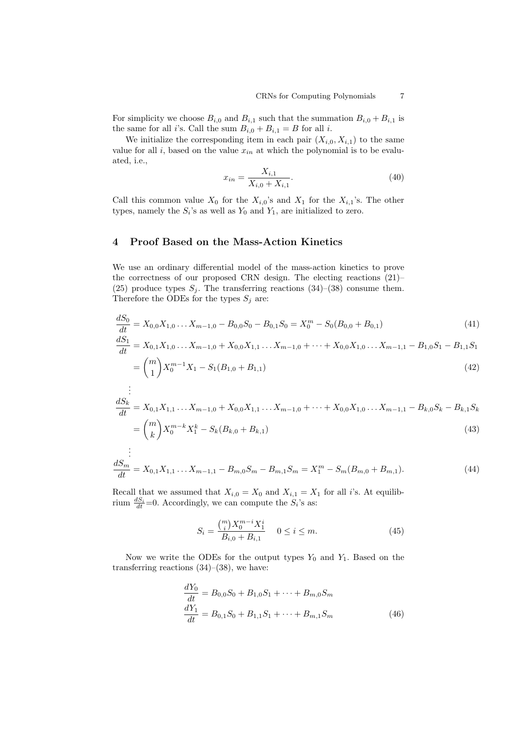For simplicity we choose $B_{i,0}$ and $B_{i,1}$ such that the summation $B_{i,0} + B_{i,1}$ is the same for all $i$'s. Call the sum $B_{i,0} + B_{i,1} = B$ for all $i$.

We initialize the corresponding item in each pair $(X_{i,0}, X_{i,1})$ to the same value for all $i$, based on the value $x_{in}$ at which the polynomial is to be evaluated, i.e.,

$$x_{in} = \frac{X_{i,1}}{X_{i,0} + X_{i,1}}. \tag{40}$$

Call this common value $X_0$ for the $X_{i,0}$'s and $X_1$ for the $X_{i,1}$'s. The other types, namely the $S_i$'s as well as $Y_0$ and $Y_1$, are initialized to zero.

## 4 Proof Based on the Mass-Action Kinetics

We use an ordinary differential model of the mass-action kinetics to prove the correctness of our proposed CRN design. The electing reactions (21)–(25) produce types $S_j$. The transferring reactions (34)–(38) consume them. Therefore the ODEs for the types $S_j$ are:

$$\frac{dS_0}{dt} = X_{0,0}X_{1,0} \dots X_{m-1,0} - B_{0,0}S_0 - B_{0,1}S_0 = X_0^m - S_0(B_{0,0} + B_{0,1}) \tag{41}$$

$$\frac{dS_1}{dt} = X_{0,1}X_{1,0} \dots X_{m-1,0} + X_{0,0}X_{1,1} \dots X_{m-1,0} + \dots + X_{0,0}X_{1,0} \dots X_{m-1,1} - B_{1,0}S_1 - B_{1,1}S_1$$
$$= \binom{m}{1} X_0^{m-1} X_1 - S_1(B_{1,0} + B_{1,1}) \tag{42}$$

$$\vdots$$

$$\frac{dS_k}{dt} = X_{0,1}X_{1,1} \dots X_{m-1,0} + X_{0,0}X_{1,1} \dots X_{m-1,0} + \dots + X_{0,0}X_{1,0} \dots X_{m-1,1} - B_{k,0}S_k - B_{k,1}S_k$$
$$= \binom{m}{k} X_0^{m-k} X_1^k - S_k(B_{k,0} + B_{k,1}) \tag{43}$$

$$\vdots$$

$$\frac{dS_m}{dt} = X_{0,1}X_{1,1} \dots X_{m-1,1} - B_{m,0}S_m - B_{m,1}S_m = X_1^m - S_m(B_{m,0} + B_{m,1}). \tag{44}$$

Recall that we assumed that $X_{i,0} = X_0$ and $X_{i,1} = X_1$ for all $i$'s. At equilibrium $\frac{dS_i}{dt}$=0. Accordingly, we can compute the $S_i$'s as:

$$S_i = \frac{\binom{m}{i} X_0^{m-i} X_1^i}{B_{i,0} + B_{i,1}} \quad 0 \leq i \leq m. \tag{45}$$

Now we write the ODEs for the output types $Y_0$ and $Y_1$. Based on the transferring reactions (34)–(38), we have:

$$\frac{dY_0}{dt} = B_{0,0}S_0 + B_{1,0}S_1 + \dots + B_{m,0}S_m$$
$$\frac{dY_1}{dt} = B_{0,1}S_0 + B_{1,1}S_1 + \dots + B_{m,1}S_m \tag{46}$$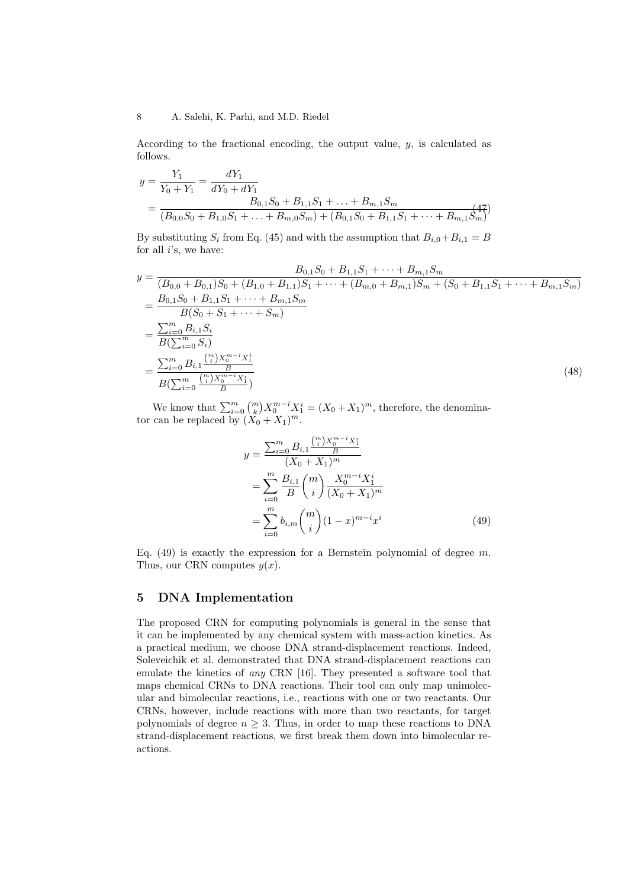According to the fractional encoding, the output value, $y$, is calculated as follows.

$$
\begin{aligned}
y &= \frac{Y_1}{Y_0 + Y_1} = \frac{dY_1}{dY_0 + dY_1} \\
&= \frac{B_{0,1}S_0 + B_{1,1}S_1 + \ldots + B_{m,1}S_m}{(B_{0,0}S_0 + B_{1,0}S_1 + \ldots + B_{m,0}S_m) + (B_{0,1}S_0 + B_{1,1}S_1 + \cdots + B_{m,1}S_m)}
\end{aligned} \tag{47}
$$

By substituting $S_i$ from Eq. (45) and with the assumption that $B_{i,0}+B_{i,1} = B$ for all $i$'s, we have:

$$
\begin{aligned}
y &= \frac{B_{0,1}S_0 + B_{1,1}S_1 + \cdots + B_{m,1}S_m}{(B_{0,0} + B_{0,1})S_0 + (B_{1,0} + B_{1,1})S_1 + \cdots + (B_{m,0} + B_{m,1})S_m + (S_0 + B_{1,1}S_1 + \cdots + B_{m,1}S_m)} \\
&= \frac{B_{0,1}S_0 + B_{1,1}S_1 + \cdots + B_{m,1}S_m}{B(S_0 + S_1 + \cdots + S_m)} \\
&= \frac{\sum_{i=0}^{m} B_{i,1}S_i}{B(\sum_{i=0}^{m} S_i)} \\
&= \frac{\sum_{i=0}^{m} B_{i,1}\frac{\binom{m}{i}X_0^{m-i}X_1^i}{B}}{B(\sum_{i=0}^{m} \frac{\binom{m}{i}X_0^{m-i}X_1^i}{B})}
\end{aligned} \tag{48}
$$

We know that $\sum_{i=0}^{m} \binom{m}{k} X_0^{m-i}X_1^i = (X_0 + X_1)^m$, therefore, the denominator can be replaced by $(X_0 + X_1)^m$.

$$
\begin{aligned}
y &= \frac{\sum_{i=0}^{m} B_{i,1}\frac{\binom{m}{i}X_0^{m-i}X_1^i}{B}}{(X_0 + X_1)^m} \\
&= \sum_{i=0}^{m} \frac{B_{i,1}}{B}\binom{m}{i}\frac{X_0^{m-i}X_1^i}{(X_0 + X_1)^m} \\
&= \sum_{i=0}^{m} b_{i,m}\binom{m}{i}(1-x)^{m-i}x^i
\end{aligned} \tag{49}
$$

Eq. (49) is exactly the expression for a Bernstein polynomial of degree $m$. Thus, our CRN computes $y(x)$.

## 5 DNA Implementation

The proposed CRN for computing polynomials is general in the sense that it can be implemented by any chemical system with mass-action kinetics. As a practical medium, we choose DNA strand-displacement reactions. Indeed, Soleveichik et al. demonstrated that DNA strand-displacement reactions can emulate the kinetics of *any* CRN [16]. They presented a software tool that maps chemical CRNs to DNA reactions. Their tool can only map unimolecular and bimolecular reactions, i.e., reactions with one or two reactants. Our CRNs, however, include reactions with more than two reactants, for target polynomials of degree $n \geq 3$. Thus, in order to map these reactions to DNA strand-displacement reactions, we first break them down into bimolecular reactions.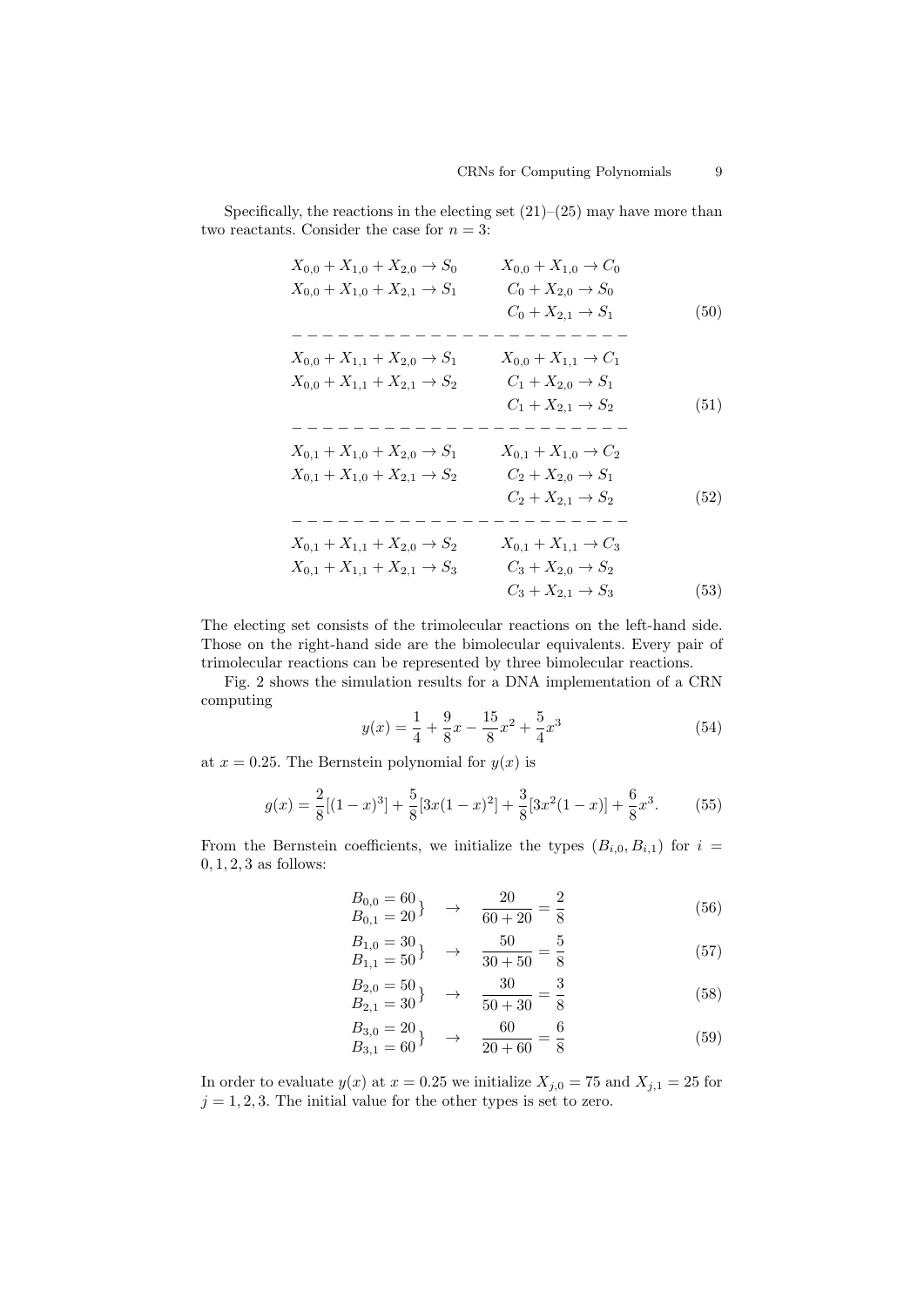Specifically, the reactions in the electing set (21)–(25) may have more than two reactants. Consider the case for $n = 3$:

$$
\begin{array}{ll}
X_{0,0} + X_{1,0} + X_{2,0} \rightarrow S_0 & X_{0,0} + X_{1,0} \rightarrow C_0 \\
X_{0,0} + X_{1,0} + X_{2,1} \rightarrow S_1 & C_0 + X_{2,0} \rightarrow S_0 \\
 & C_0 + X_{2,1} \rightarrow S_1
\end{array} \tag{50}
$$

$$
\begin{array}{ll}
X_{0,0} + X_{1,1} + X_{2,0} \rightarrow S_1 & X_{0,0} + X_{1,1} \rightarrow C_1 \\
X_{0,0} + X_{1,1} + X_{2,1} \rightarrow S_2 & C_1 + X_{2,0} \rightarrow S_1 \\
 & C_1 + X_{2,1} \rightarrow S_2
\end{array} \tag{51}
$$

$$
\begin{array}{ll}
X_{0,1} + X_{1,0} + X_{2,0} \rightarrow S_1 & X_{0,1} + X_{1,0} \rightarrow C_2 \\
X_{0,1} + X_{1,0} + X_{2,1} \rightarrow S_2 & C_2 + X_{2,0} \rightarrow S_1 \\
 & C_2 + X_{2,1} \rightarrow S_2
\end{array} \tag{52}
$$

$$
\begin{array}{ll}
X_{0,1} + X_{1,1} + X_{2,0} \rightarrow S_2 & X_{0,1} + X_{1,1} \rightarrow C_3 \\
X_{0,1} + X_{1,1} + X_{2,1} \rightarrow S_3 & C_3 + X_{2,0} \rightarrow S_2 \\
 & C_3 + X_{2,1} \rightarrow S_3
\end{array} \tag{53}
$$

The electing set consists of the trimolecular reactions on the left-hand side. Those on the right-hand side are the bimolecular equivalents. Every pair of trimolecular reactions can be represented by three bimolecular reactions.

Fig. 2 shows the simulation results for a DNA implementation of a CRN computing

$$y(x) = \frac{1}{4} + \frac{9}{8}x - \frac{15}{8}x^2 + \frac{5}{4}x^3 \tag{54}$$

at $x = 0.25$. The Bernstein polynomial for $y(x)$ is

$$g(x) = \frac{2}{8}[(1-x)^3] + \frac{5}{8}[3x(1-x)^2] + \frac{3}{8}[3x^2(1-x)] + \frac{6}{8}x^3. \tag{55}$$

From the Bernstein coefficients, we initialize the types $(B_{i,0}, B_{i,1})$ for $i = 0, 1, 2, 3$ as follows:

$$\left.\begin{array}{l} B_{0,0} = 60 \\ B_{0,1} = 20 \end{array}\right\} \rightarrow \frac{20}{60+20} = \frac{2}{8} \tag{56}$$

$$\left.\begin{array}{l} B_{1,0} = 30 \\ B_{1,1} = 50 \end{array}\right\} \rightarrow \frac{50}{30+50} = \frac{5}{8} \tag{57}$$

$$\left.\begin{array}{l} B_{2,0} = 50 \\ B_{2,1} = 30 \end{array}\right\} \rightarrow \frac{30}{50+30} = \frac{3}{8} \tag{58}$$

$$\left.\begin{array}{l} B_{3,0} = 20 \\ B_{3,1} = 60 \end{array}\right\} \rightarrow \frac{60}{20+60} = \frac{6}{8} \tag{59}$$

In order to evaluate $y(x)$ at $x = 0.25$ we initialize $X_{j,0} = 75$ and $X_{j,1} = 25$ for $j = 1, 2, 3$. The initial value for the other types is set to zero.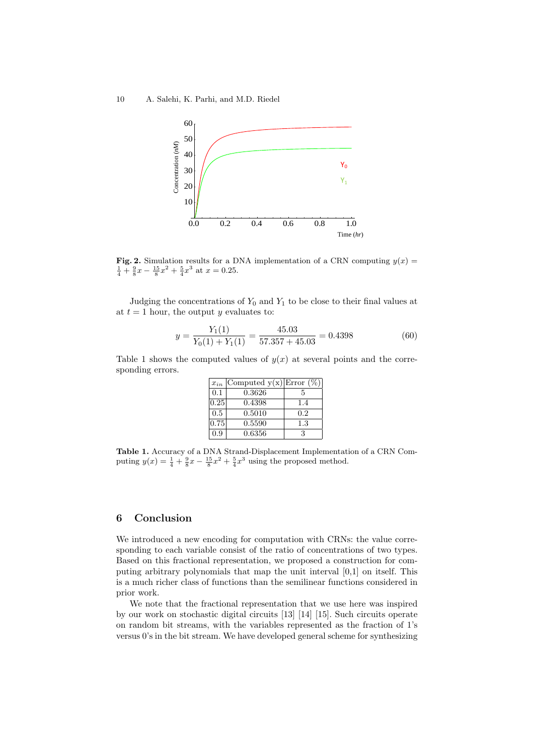**Fig. 2.** Simulation results for a DNA implementation of a CRN computing $y(x) = \frac{1}{4} + \frac{9}{8}x - \frac{15}{8}x^2 + \frac{5}{4}x^3$ at $x = 0.25$.

Judging the concentrations of $Y_0$ and $Y_1$ to be close to their final values at at $t = 1$ hour, the output $y$ evaluates to:

$$y = \frac{Y_1(1)}{Y_0(1) + Y_1(1)} = \frac{45.03}{57.357 + 45.03} = 0.4398 \tag{60}$$

Table 1 shows the computed values of $y(x)$ at several points and the corresponding errors.

| $x_{in}$ | Computed y(x) | Error (%) |
|---|---|---|
| 0.1 | 0.3626 | 5 |
| 0.25 | 0.4398 | 1.4 |
| 0.5 | 0.5010 | 0.2 |
| 0.75 | 0.5590 | 1.3 |
| 0.9 | 0.6356 | 3 |

**Table 1.** Accuracy of a DNA Strand-Displacement Implementation of a CRN Computing $y(x) = \frac{1}{4} + \frac{9}{8}x - \frac{15}{8}x^2 + \frac{5}{4}x^3$ using the proposed method.

## 6 Conclusion

We introduced a new encoding for computation with CRNs: the value corresponding to each variable consist of the ratio of concentrations of two types. Based on this fractional representation, we proposed a construction for computing arbitrary polynomials that map the unit interval [0,1] on itself. This is a much richer class of functions than the semilinear functions considered in prior work.

We note that the fractional representation that we use here was inspired by our work on stochastic digital circuits [13] [14] [15]. Such circuits operate on random bit streams, with the variables represented as the fraction of 1's versus 0's in the bit stream. We have developed general scheme for synthesizing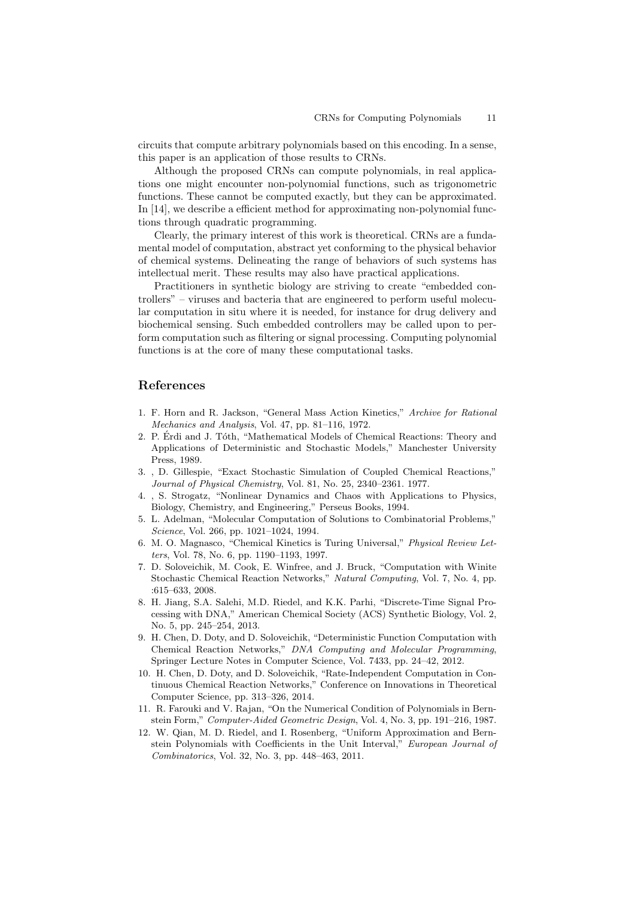circuits that compute arbitrary polynomials based on this encoding. In a sense, this paper is an application of those results to CRNs.

Although the proposed CRNs can compute polynomials, in real applications one might encounter non-polynomial functions, such as trigonometric functions. These cannot be computed exactly, but they can be approximated. In [14], we describe a efficient method for approximating non-polynomial functions through quadratic programming.

Clearly, the primary interest of this work is theoretical. CRNs are a fundamental model of computation, abstract yet conforming to the physical behavior of chemical systems. Delineating the range of behaviors of such systems has intellectual merit. These results may also have practical applications.

Practitioners in synthetic biology are striving to create "embedded controllers" – viruses and bacteria that are engineered to perform useful molecular computation in situ where it is needed, for instance for drug delivery and biochemical sensing. Such embedded controllers may be called upon to perform computation such as filtering or signal processing. Computing polynomial functions is at the core of many these computational tasks.

## References

1. F. Horn and R. Jackson, "General Mass Action Kinetics," *Archive for Rational Mechanics and Analysis*, Vol. 47, pp. 81–116, 1972.
2. P. Érdi and J. Tóth, "Mathematical Models of Chemical Reactions: Theory and Applications of Deterministic and Stochastic Models," Manchester University Press, 1989.
3. , D. Gillespie, "Exact Stochastic Simulation of Coupled Chemical Reactions," *Journal of Physical Chemistry*, Vol. 81, No. 25, 2340–2361. 1977.
4. , S. Strogatz, "Nonlinear Dynamics and Chaos with Applications to Physics, Biology, Chemistry, and Engineering," Perseus Books, 1994.
5. L. Adelman, "Molecular Computation of Solutions to Combinatorial Problems," *Science*, Vol. 266, pp. 1021–1024, 1994.
6. M. O. Magnasco, "Chemical Kinetics is Turing Universal," *Physical Review Letters*, Vol. 78, No. 6, pp. 1190–1193, 1997.
7. D. Soloveichik, M. Cook, E. Winfree, and J. Bruck, "Computation with Winite Stochastic Chemical Reaction Networks," *Natural Computing*, Vol. 7, No. 4, pp. :615–633, 2008.
8. H. Jiang, S.A. Salehi, M.D. Riedel, and K.K. Parhi, "Discrete-Time Signal Processing with DNA," American Chemical Society (ACS) Synthetic Biology, Vol. 2, No. 5, pp. 245–254, 2013.
9. H. Chen, D. Doty, and D. Soloveichik, "Deterministic Function Computation with Chemical Reaction Networks," *DNA Computing and Molecular Programming*, Springer Lecture Notes in Computer Science, Vol. 7433, pp. 24–42, 2012.
10. H. Chen, D. Doty, and D. Soloveichik, "Rate-Independent Computation in Continuous Chemical Reaction Networks," Conference on Innovations in Theoretical Computer Science, pp. 313–326, 2014.
11. R. Farouki and V. Rajan, "On the Numerical Condition of Polynomials in Bernstein Form," *Computer-Aided Geometric Design*, Vol. 4, No. 3, pp. 191–216, 1987.
12. W. Qian, M. D. Riedel, and I. Rosenberg, "Uniform Approximation and Bernstein Polynomials with Coefficients in the Unit Interval," *European Journal of Combinatorics*, Vol. 32, No. 3, pp. 448–463, 2011.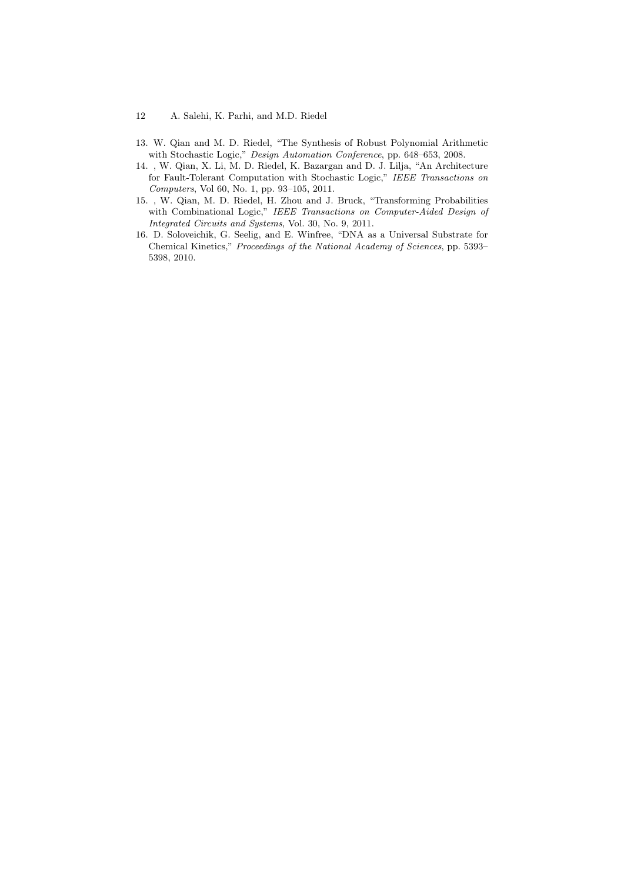13. W. Qian and M. D. Riedel, "The Synthesis of Robust Polynomial Arithmetic with Stochastic Logic," *Design Automation Conference*, pp. 648–653, 2008.
14. , W. Qian, X. Li, M. D. Riedel, K. Bazargan and D. J. Lilja, "An Architecture for Fault-Tolerant Computation with Stochastic Logic," *IEEE Transactions on Computers*, Vol 60, No. 1, pp. 93–105, 2011.
15. , W. Qian, M. D. Riedel, H. Zhou and J. Bruck, "Transforming Probabilities with Combinational Logic," *IEEE Transactions on Computer-Aided Design of Integrated Circuits and Systems*, Vol. 30, No. 9, 2011.
16. D. Soloveichik, G. Seelig, and E. Winfree, "DNA as a Universal Substrate for Chemical Kinetics," *Proceedings of the National Academy of Sciences*, pp. 5393–5398, 2010.